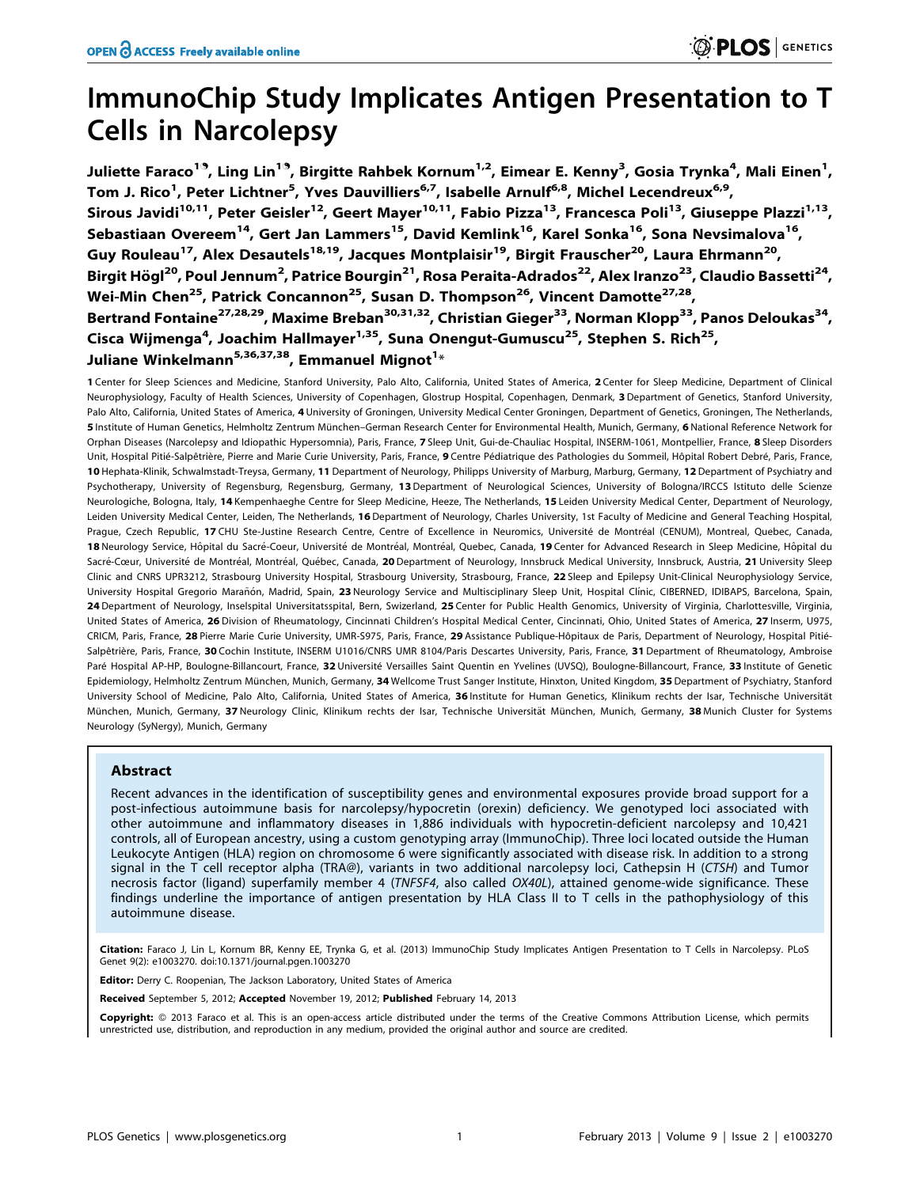# ImmunoChip Study Implicates Antigen Presentation to T Cells in Narcolepsy

Juliette Faraco[1¶], Ling Lin[1¶], Birgitte Rahbek Kornum[1,2], Eimear E. Kenny[3], Gosia Trynka[4], Mali Einen[1], Tom J. Rico[1], Peter Lichtner[5], Yves Dauvilliers[6,7], Isabelle Arnulf[6,8], Michel Lecendreux[6,9], Sirous Javidi[10,11], Peter Geisler[12], Geert Mayer[10,11], Fabio Pizza[13], Francesca Poli[13], Giuseppe Plazzi[1,13], Sebastiaan Overeem[14], Gert Jan Lammers[15], David Kemlink[16], Karel Sonka[16], Sona Nevsimalova[16], Guy Rouleau[17], Alex Desautels[18,19], Jacques Montplaisir[19], Birgit Frauscher[20], Laura Ehrmann[20], Birgit Högl[20], Poul Jennum[2], Patrice Bourgin[21], Rosa Peraita-Adrados[22], Alex Iranzo[23], Claudio Bassetti[24], Wei-Min Chen[25], Patrick Concannon[25], Susan D. Thompson[26], Vincent Damotte[27,28], Bertrand Fontaine[27,28,29], Maxime Breban[30,31,32], Christian Gieger[33], Norman Klopp[33], Panos Deloukas[34], Cisca Wijmenga[4], Joachim Hallmayer[1,35], Suna Onengut-Gumuscu[25], Stephen S. Rich[25], Juliane Winkelmann[5,36,37,38], Emmanuel Mignot[1*]

**1** Center for Sleep Sciences and Medicine, Stanford University, Palo Alto, California, United States of America, **2** Center for Sleep Medicine, Department of Clinical Neurophysiology, Faculty of Health Sciences, University of Copenhagen, Glostrup Hospital, Copenhagen, Denmark, **3** Department of Genetics, Stanford University, Palo Alto, California, United States of America, **4** University of Groningen, University Medical Center Groningen, Department of Genetics, Groningen, The Netherlands, **5** Institute of Human Genetics, Helmholtz Zentrum München–German Research Center for Environmental Health, Munich, Germany, **6** National Reference Network for Orphan Diseases (Narcolepsy and Idiopathic Hypersomnia), Paris, France, **7** Sleep Unit, Gui-de-Chauliac Hospital, INSERM-1061, Montpellier, France, **8** Sleep Disorders Unit, Hospital Pitié-Salpêtrière, Pierre and Marie Curie University, Paris, France, **9** Centre Pédiatrique des Pathologies du Sommeil, Hôpital Robert Debré, Paris, France, **10** Hephata-Klinik, Schwalmstadt-Treysa, Germany, **11** Department of Neurology, Philipps University of Marburg, Marburg, Germany, **12** Department of Psychiatry and Psychotherapy, University of Regensburg, Regensburg, Germany, **13** Department of Neurological Sciences, University of Bologna/IRCCS Istituto delle Scienze Neurologiche, Bologna, Italy, **14** Kempenhaeghe Centre for Sleep Medicine, Heeze, The Netherlands, **15** Leiden University Medical Center, Department of Neurology, Leiden University Medical Center, Leiden, The Netherlands, **16** Department of Neurology, Charles University, 1st Faculty of Medicine and General Teaching Hospital, Prague, Czech Republic, **17** CHU Ste-Justine Research Centre, Centre of Excellence in Neuromics, Université de Montréal (CENUM), Montreal, Quebec, Canada, **18** Neurology Service, Hôpital du Sacré-Coeur, Université de Montréal, Montréal, Quebec, Canada, **19** Center for Advanced Research in Sleep Medicine, Hôpital du Sacré-Cœur, Université de Montréal, Montréal, Québec, Canada, **20** Department of Neurology, Innsbruck Medical University, Innsbruck, Austria, **21** University Sleep Clinic and CNRS UPR3212, Strasbourg University Hospital, Strasbourg University, Strasbourg, France, **22** Sleep and Epilepsy Unit-Clinical Neurophysiology Service, University Hospital Gregorio Marañón, Madrid, Spain, **23** Neurology Service and Multisciplinary Sleep Unit, Hospital Clínic, CIBERNED, IDIBAPS, Barcelona, Spain, **24** Department of Neurology, Inselspital Universitatsspital, Bern, Swizerland, **25** Center for Public Health Genomics, University of Virginia, Charlottesville, Virginia, United States of America, **26** Division of Rheumatology, Cincinnati Children's Hospital Medical Center, Cincinnati, Ohio, United States of America, **27** Inserm, U975, CRICM, Paris, France, **28** Pierre Marie Curie University, UMR-S975, Paris, France, **29** Assistance Publique-Hôpitaux de Paris, Department of Neurology, Hospital Pitié-Salpêtrière, Paris, France, **30** Cochin Institute, INSERM U1016/CNRS UMR 8104/Paris Descartes University, Paris, France, **31** Department of Rheumatology, Ambroise Paré Hospital AP-HP, Boulogne-Billancourt, France, **32** Université Versailles Saint Quentin en Yvelines (UVSQ), Boulogne-Billancourt, France, **33** Institute of Genetic Epidemiology, Helmholtz Zentrum München, Munich, Germany, **34** Wellcome Trust Sanger Institute, Hinxton, United Kingdom, **35** Department of Psychiatry, Stanford University School of Medicine, Palo Alto, California, United States of America, **36** Institute for Human Genetics, Klinikum rechts der Isar, Technische Universität München, Munich, Germany, **37** Neurology Clinic, Klinikum rechts der Isar, Technische Universität München, Munich, Germany, **38** Munich Cluster for Systems Neurology (SyNergy), Munich, Germany

## Abstract

Recent advances in the identification of susceptibility genes and environmental exposures provide broad support for a post-infectious autoimmune basis for narcolepsy/hypocretin (orexin) deficiency. We genotyped loci associated with other autoimmune and inflammatory diseases in 1,886 individuals with hypocretin-deficient narcolepsy and 10,421 controls, all of European ancestry, using a custom genotyping array (ImmunoChip). Three loci located outside the Human Leukocyte Antigen (HLA) region on chromosome 6 were significantly associated with disease risk. In addition to a strong signal in the T cell receptor alpha (TRA@), variants in two additional narcolepsy loci, Cathepsin H (*CTSH*) and Tumor necrosis factor (ligand) superfamily member 4 (*TNFSF4*, also called *OX40L*), attained genome-wide significance. These findings underline the importance of antigen presentation by HLA Class II to T cells in the pathophysiology of this autoimmune disease.

**Citation:** Faraco J, Lin L, Kornum BR, Kenny EE, Trynka G, et al. (2013) ImmunoChip Study Implicates Antigen Presentation to T Cells in Narcolepsy. PLoS Genet 9(2): e1003270. doi:10.1371/journal.pgen.1003270

**Editor:** Derry C. Roopenian, The Jackson Laboratory, United States of America

**Received** September 5, 2012; **Accepted** November 19, 2012; **Published** February 14, 2013

**Copyright:** © 2013 Faraco et al. This is an open-access article distributed under the terms of the Creative Commons Attribution License, which permits unrestricted use, distribution, and reproduction in any medium, provided the original author and source are credited.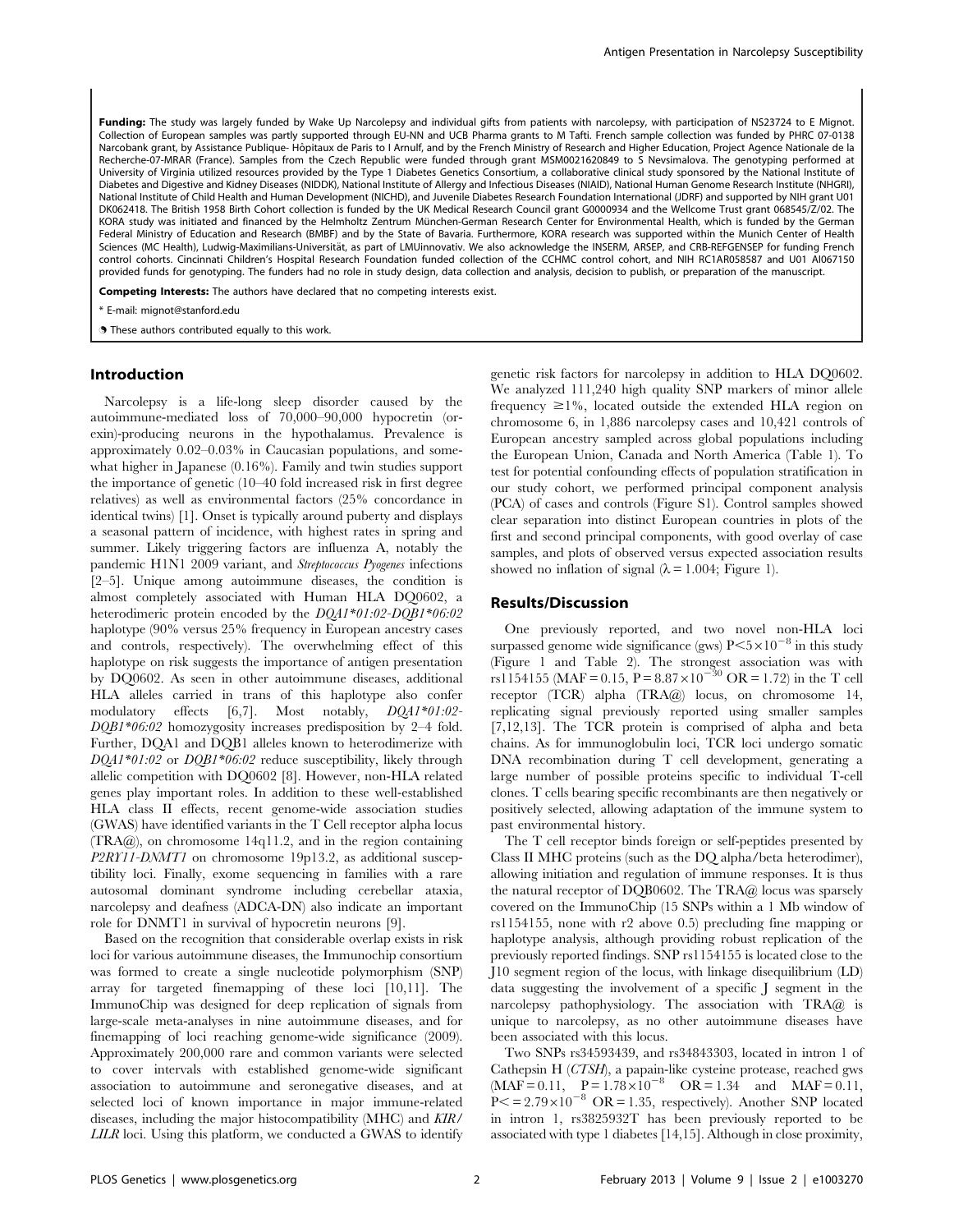**Funding:** The study was largely funded by Wake Up Narcolepsy and individual gifts from patients with narcolepsy, with participation of NS23724 to E Mignot. Collection of European samples was partly supported through EU-NN and UCB Pharma grants to M Tafti. French sample collection was funded by PHRC 07-0138 Narcobank grant, by Assistance Publique- Hôpitaux de Paris to I Arnulf, and by the French Ministry of Research and Higher Education, Project Agence Nationale de la Recherche-07-MRAR (France). Samples from the Czech Republic were funded through grant MSM0021620849 to S Nevsimalova. The genotyping performed at University of Virginia utilized resources provided by the Type 1 Diabetes Genetics Consortium, a collaborative clinical study sponsored by the National Institute of Diabetes and Digestive and Kidney Diseases (NIDDK), National Institute of Allergy and Infectious Diseases (NIAID), National Human Genome Research Institute (NHGRI), National Institute of Child Health and Human Development (NICHD), and Juvenile Diabetes Research Foundation International (JDRF) and supported by NIH grant U01 DK062418. The British 1958 Birth Cohort collection is funded by the UK Medical Research Council grant G0000934 and the Wellcome Trust grant 068545/Z/02. The KORA study was initiated and financed by the Helmholtz Zentrum München-German Research Center for Environmental Health, which is funded by the German Federal Ministry of Education and Research (BMBF) and by the State of Bavaria. Furthermore, KORA research was supported within the Munich Center of Health Sciences (MC Health), Ludwig-Maximilians-Universität, as part of LMUinnovativ. We also acknowledge the INSERM, ARSEP, and CRB-REFGENSEP for funding French control cohorts. Cincinnati Children's Hospital Research Foundation funded collection of the CCHMC control cohort, and NIH RC1AR058587 and U01 AI067150 provided funds for genotyping. The funders had no role in study design, data collection and analysis, decision to publish, or preparation of the manuscript.

**Competing Interests:** The authors have declared that no competing interests exist.

* E-mail: mignot@stanford.edu

These authors contributed equally to this work.

## Introduction

Narcolepsy is a life-long sleep disorder caused by the autoimmune-mediated loss of 70,000–90,000 hypocretin (orexin)-producing neurons in the hypothalamus. Prevalence is approximately 0.02–0.03% in Caucasian populations, and somewhat higher in Japanese (0.16%). Family and twin studies support the importance of genetic (10–40 fold increased risk in first degree relatives) as well as environmental factors (25% concordance in identical twins) [1]. Onset is typically around puberty and displays a seasonal pattern of incidence, with highest rates in spring and summer. Likely triggering factors are influenza A, notably the pandemic H1N1 2009 variant, and *Streptococcus Pyogenes* infections [2–5]. Unique among autoimmune diseases, the condition is almost completely associated with Human HLA DQ0602, a heterodimeric protein encoded by the *DQA1*01:02-DQB1*06:02* haplotype (90% versus 25% frequency in European ancestry cases and controls, respectively). The overwhelming effect of this haplotype on risk suggests the importance of antigen presentation by DQ0602. As seen in other autoimmune diseases, additional HLA alleles carried in trans of this haplotype also confer modulatory effects [6,7]. Most notably, *DQA1*01:02-DQB1*06:02* homozygosity increases predisposition by 2–4 fold. Further, DQA1 and DQB1 alleles known to heterodimerize with *DQA1*01:02* or *DQB1*06:02* reduce susceptibility, likely through allelic competition with DQ0602 [8]. However, non-HLA related genes play important roles. In addition to these well-established HLA class II effects, recent genome-wide association studies (GWAS) have identified variants in the T Cell receptor alpha locus (TRA@), on chromosome 14q11.2, and in the region containing *P2RY11-DNMT1* on chromosome 19p13.2, as additional susceptibility loci. Finally, exome sequencing in families with a rare autosomal dominant syndrome including cerebellar ataxia, narcolepsy and deafness (ADCA-DN) also indicate an important role for DNMT1 in survival of hypocretin neurons [9].

Based on the recognition that considerable overlap exists in risk loci for various autoimmune diseases, the Immunochip consortium was formed to create a single nucleotide polymorphism (SNP) array for targeted finemapping of these loci [10,11]. The ImmunoChip was designed for deep replication of signals from large-scale meta-analyses in nine autoimmune diseases, and for finemapping of loci reaching genome-wide significance (2009). Approximately 200,000 rare and common variants were selected to cover intervals with established genome-wide significant association to autoimmune and seronegative diseases, and at selected loci of known importance in major immune-related diseases, including the major histocompatibility (MHC) and *KIR/LILR* loci. Using this platform, we conducted a GWAS to identify genetic risk factors for narcolepsy in addition to HLA DQ0602. We analyzed 111,240 high quality SNP markers of minor allele frequency ≥1%, located outside the extended HLA region on chromosome 6, in 1,886 narcolepsy cases and 10,421 controls of European ancestry sampled across global populations including the European Union, Canada and North America (Table 1). To test for potential confounding effects of population stratification in our study cohort, we performed principal component analysis (PCA) of cases and controls (Figure S1). Control samples showed clear separation into distinct European countries in plots of the first and second principal components, with good overlay of case samples, and plots of observed versus expected association results showed no inflation of signal ($\lambda = 1.004$; Figure 1).

## Results/Discussion

One previously reported, and two novel non-HLA loci surpassed genome wide significance (gws) $P < 5 \times 10^{-8}$ in this study (Figure 1 and Table 2). The strongest association was with rs1154155 (MAF = 0.15, $P = 8.87 \times 10^{-30}$ OR = 1.72) in the T cell receptor (TCR) alpha (TRA@) locus, on chromosome 14, replicating signal previously reported using smaller samples [7,12,13]. The TCR protein is comprised of alpha and beta chains. As for immunoglobulin loci, TCR loci undergo somatic DNA recombination during T cell development, generating a large number of possible proteins specific to individual T-cell clones. T cells bearing specific recombinants are then negatively or positively selected, allowing adaptation of the immune system to past environmental history.

The T cell receptor binds foreign or self-peptides presented by Class II MHC proteins (such as the DQ alpha/beta heterodimer), allowing initiation and regulation of immune responses. It is thus the natural receptor of DQB0602. The TRA@ locus was sparsely covered on the ImmunoChip (15 SNPs within a 1 Mb window of rs1154155, none with r2 above 0.5) precluding fine mapping or haplotype analysis, although providing robust replication of the previously reported findings. SNP rs1154155 is located close to the J10 segment region of the locus, with linkage disequilibrium (LD) data suggesting the involvement of a specific J segment in the narcolepsy pathophysiology. The association with TRA@ is unique to narcolepsy, as no other autoimmune diseases have been associated with this locus.

Two SNPs rs34593439, and rs34843303, located in intron 1 of Cathepsin H (*CTSH*), a papain-like cysteine protease, reached gws (MAF = 0.11, $P = 1.78 \times 10^{-8}$ OR = 1.34 and MAF = 0.11, $P <= 2.79 \times 10^{-8}$ OR = 1.35, respectively). Another SNP located in intron 1, rs3825932T has been previously reported to be associated with type 1 diabetes [14,15]. Although in close proximity,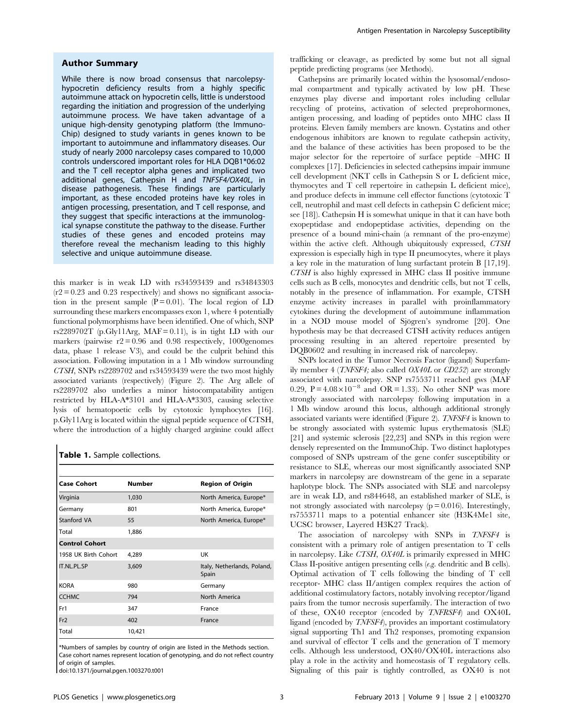## Author Summary

While there is now broad consensus that narcolepsy-hypocretin deficiency results from a highly specific autoimmune attack on hypocretin cells, little is understood regarding the initiation and progression of the underlying autoimmune process. We have taken advantage of a unique high-density genotyping platform (the ImmunoChip) designed to study variants in genes known to be important to autoimmune and inflammatory diseases. Our study of nearly 2000 narcolepsy cases compared to 10,000 controls underscored important roles for HLA DQB1*06:02 and the T cell receptor alpha genes and implicated two additional genes, Cathepsin H and *TNFSF4/OX40L*, in disease pathogenesis. These findings are particularly important, as these encoded proteins have key roles in antigen processing, presentation, and T cell response, and they suggest that specific interactions at the immunological synapse constitute the pathway to the disease. Further studies of these genes and encoded proteins may therefore reveal the mechanism leading to this highly selective and unique autoimmune disease.

this marker is in weak LD with rs34593439 and rs34843303 ($r2 = 0.23$ and 0.23 respectively) and shows no significant association in the present sample ($P = 0.01$). The local region of LD surrounding these markers encompasses exon 1, where 4 potentially functional polymorphisms have been identified. One of which, SNP rs2289702T (p.Gly11Arg, MAF = 0.11), is in tight LD with our markers (pairwise $r2 = 0.96$ and 0.98 respectively, 1000genomes data, phase 1 release V3), and could be the culprit behind this association. Following imputation in a 1 Mb window surrounding *CTSH*, SNPs rs2289702 and rs34593439 were the two most highly associated variants (respectively) (Figure 2). The Arg allele of rs2289702 also underlies a minor histocompatability antigen restricted by HLA-A*3101 and HLA-A*3303, causing selective lysis of hematopoetic cells by cytotoxic lymphocytes [16]. p.Gly11Arg is located within the signal peptide sequence of CTSH, where the introduction of a highly charged arginine could affect trafficking or cleavage, as predicted by some but not all signal peptide predicting programs (see Methods).

**Table 1.** Sample collections.

| Case Cohort | Number | Region of Origin |
|---|---|---|
| Virginia | 1,030 | North America, Europe* |
| Germany | 801 | North America, Europe* |
| Stanford VA | 55 | North America, Europe* |
| Total | 1,886 | |
| **Control Cohort** | | |
| 1958 UK Birth Cohort | 4,289 | UK |
| IT.NL.PL.SP | 3,609 | Italy, Netherlands, Poland, Spain |
| KORA | 980 | Germany |
| CCHMC | 794 | North America |
| Fr1 | 347 | France |
| Fr2 | 402 | France |
| Total | 10,421 | |

*Numbers of samples by country of origin are listed in the Methods section. Case cohort names represent location of genotyping, and do not reflect country of origin of samples.
doi:10.1371/journal.pgen.1003270.t001

Cathepsins are primarily located within the lysosomal/endosomal compartment and typically activated by low pH. These enzymes play diverse and important roles including cellular recycling of proteins, activation of selected preprohormones, antigen processing, and loading of peptides onto MHC class II proteins. Eleven family members are known. Cystatins and other endogenous inhibitors are known to regulate cathepsin activity, and the balance of these activities has been proposed to be the major selector for the repertoire of surface peptide –MHC II complexes [17]. Deficiencies in selected cathepsins impair immune cell development (NKT cells in Cathepsin S or L deficient mice, thymocytes and T cell repertoire in cathepsin L deficient mice), and produce defects in immune cell effector functions (cytotoxic T cell, neutrophil and mast cell defects in cathepsin C deficient mice; see [18]). Cathepsin H is somewhat unique in that it can have both exopeptidase and endopeptidase activities, depending on the presence of a bound mini-chain (a remnant of the pro-enzyme) within the active cleft. Although ubiquitously expressed, *CTSH* expression is especially high in type II pneumocytes, where it plays a key role in the maturation of lung surfactant protein B [17,19]. *CTSH* is also highly expressed in MHC class II positive immune cells such as B cells, monocytes and dendritic cells, but not T cells, notably in the presence of inflammation. For example, CTSH enzyme activity increases in parallel with proinflammatory cytokines during the development of autoimmune inflammation in a NOD mouse model of Sjögren's syndrome [20]. One hypothesis may be that decreased CTSH activity reduces antigen processing resulting in an altered repertoire presented by DQB0602 and resulting in increased risk of narcolepsy.

SNPs located in the Tumor Necrosis Factor (ligand) Superfamily member 4 (*TNFSF4;* also called *OX40L* or *CD252*) are strongly associated with narcolepsy. SNP rs7553711 reached gws (MAF 0.29, $P = 4.08 \times 10^{-8}$ and OR = 1.33). No other SNP was more strongly associated with narcolepsy following imputation in a 1 Mb window around this locus, although additional strongly associated variants were identified (Figure 2). *TNFSF4* is known to be strongly associated with systemic lupus erythematosis (SLE) [21] and systemic sclerosis [22,23] and SNPs in this region were densely represented on the ImmunoChip. Two distinct haplotypes composed of SNPs upstream of the gene confer susceptibility or resistance to SLE, whereas our most significantly associated SNP markers in narcolepsy are downstream of the gene in a separate haplotype block. The SNPs associated with SLE and narcolepsy are in weak LD, and rs844648, an established marker of SLE, is not strongly associated with narcolepsy ($p = 0.016$). Interestingly, rs7553711 maps to a potential enhancer site (H3K4Me1 site, UCSC browser, Layered H3K27 Track).

The association of narcolepsy with SNPs in *TNFSF4* is consistent with a primary role of antigen presentation to T cells in narcolepsy. Like *CTSH*, *OX40L* is primarily expressed in MHC Class II-positive antigen presenting cells (*e.g.* dendritic and B cells). Optimal activation of T cells following the binding of T cell receptor- MHC class II/antigen complex requires the action of additional costimulatory factors, notably involving receptor/ligand pairs from the tumor necrosis superfamily. The interaction of two of these, OX40 receptor (encoded by *TNFRSF4*) and OX40L ligand (encoded by *TNFSF4*), provides an important costimulatory signal supporting Th1 and Th2 responses, promoting expansion and survival of effector T cells and the generation of T memory cells. Although less understood, OX40/OX40L interactions also play a role in the activity and homeostasis of T regulatory cells. Signaling of this pair is tightly controlled, as OX40 is not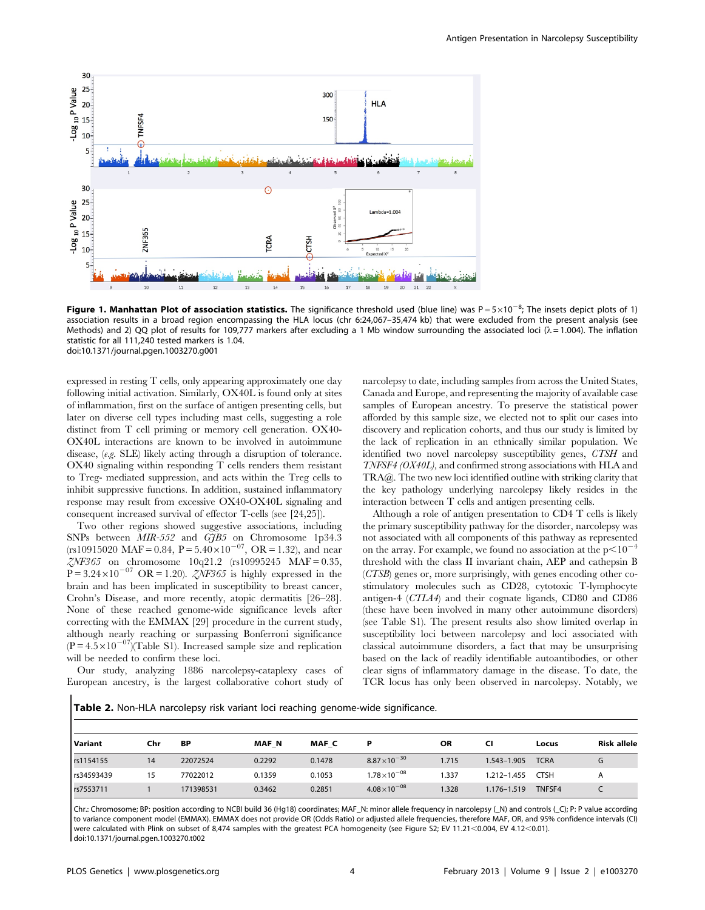**Figure 1. Manhattan Plot of association statistics.** The significance threshold used (blue line) was $P = 5 \times 10^{-8}$; The insets depict plots of 1) association results in a broad region encompassing the HLA locus (chr 6:24,067–35,474 kb) that were excluded from the present analysis (see Methods) and 2) QQ plot of results for 109,777 markers after excluding a 1 Mb window surrounding the associated loci ($\lambda = 1.004$). The inflation statistic for all 111,240 tested markers is 1.04.
doi:10.1371/journal.pgen.1003270.g001

expressed in resting T cells, only appearing approximately one day following initial activation. Similarly, OX40L is found only at sites of inflammation, first on the surface of antigen presenting cells, but later on diverse cell types including mast cells, suggesting a role distinct from T cell priming or memory cell generation. OX40-OX40L interactions are known to be involved in autoimmune disease, (*e.g.* SLE) likely acting through a disruption of tolerance. OX40 signaling within responding T cells renders them resistant to Treg- mediated suppression, and acts within the Treg cells to inhibit suppressive functions. In addition, sustained inflammatory response may result from excessive OX40-OX40L signaling and consequent increased survival of effector T-cells (see [24,25]).

Two other regions showed suggestive associations, including SNPs between *MIR-552* and *GJB5* on Chromosome 1p34.3 (rs10915020 MAF = 0.84, $P = 5.40 \times 10^{-07}$, OR = 1.32), and near *ZNF365* on chromosome 10q21.2 (rs10995245 MAF = 0.35, $P = 3.24 \times 10^{-07}$ OR = 1.20). *ZNF365* is highly expressed in the brain and has been implicated in susceptibility to breast cancer, Crohn's Disease, and more recently, atopic dermatitis [26–28]. None of these reached genome-wide significance levels after correcting with the EMMAX [29] procedure in the current study, although nearly reaching or surpassing Bonferroni significance ($P = 4.5 \times 10^{-07}$)(Table S1). Increased sample size and replication will be needed to confirm these loci.

Our study, analyzing 1886 narcolepsy-cataplexy cases of European ancestry, is the largest collaborative cohort study of narcolepsy to date, including samples from across the United States, Canada and Europe, and representing the majority of available case samples of European ancestry. To preserve the statistical power afforded by this sample size, we elected not to split our cases into discovery and replication cohorts, and thus our study is limited by the lack of replication in an ethnically similar population. We identified two novel narcolepsy susceptibility genes, *CTSH* and *TNFSF4 (OX40L)*, and confirmed strong associations with HLA and TRA@. The two new loci identified outline with striking clarity that the key pathology underlying narcolepsy likely resides in the interaction between T cells and antigen presenting cells.

Although a role of antigen presentation to CD4 T cells is likely the primary susceptibility pathway for the disorder, narcolepsy was not associated with all components of this pathway as represented on the array. For example, we found no association at the $p < 10^{-4}$ threshold with the class II invariant chain, AEP and cathepsin B (*CTSB*) genes or, more surprisingly, with genes encoding other co-stimulatory molecules such as CD28, cytotoxic T-lymphocyte antigen-4 (*CTLA4*) and their cognate ligands, CD80 and CD86 (these have been involved in many other autoimmune disorders) (see Table S1). The present results also show limited overlap in susceptibility loci between narcolepsy and loci associated with classical autoimmune disorders, a fact that may be unsurprising based on the lack of readily identifiable autoantibodies, or other clear signs of inflammatory damage in the disease. To date, the TCR locus has only been observed in narcolepsy. Notably, we

**Table 2.** Non-HLA narcolepsy risk variant loci reaching genome-wide significance.

| Variant | Chr | BP | MAF_N | MAF_C | P | OR | CI | Locus | Risk allele |
|---|---|---|---|---|---|---|---|---|---|
| rs1154155 | 14 | 22072524 | 0.2292 | 0.1478 | $8.87 \times 10^{-30}$ | 1.715 | 1.543–1.905 | TCRA | G |
| rs34593439 | 15 | 77022012 | 0.1359 | 0.1053 | $1.78 \times 10^{-08}$ | 1.337 | 1.212–1.455 | CTSH | A |
| rs7553711 | 1 | 171398531 | 0.3462 | 0.2851 | $4.08 \times 10^{-08}$ | 1.328 | 1.176–1.519 | TNFSF4 | C |

Chr.: Chromosome; BP: position according to NCBI build 36 (Hg18) coordinates; MAF_N: minor allele frequency in narcolepsy (_N) and controls (_C); P: P value according to variance component model (EMMAX). EMMAX does not provide OR (Odds Ratio) or adjusted allele frequencies, therefore MAF, OR, and 95% confidence intervals (CI) were calculated with Plink on subset of 8,474 samples with the greatest PCA homogeneity (see Figure S2; EV 11.21<0.004, EV 4.12<0.01).
doi:10.1371/journal.pgen.1003270.t002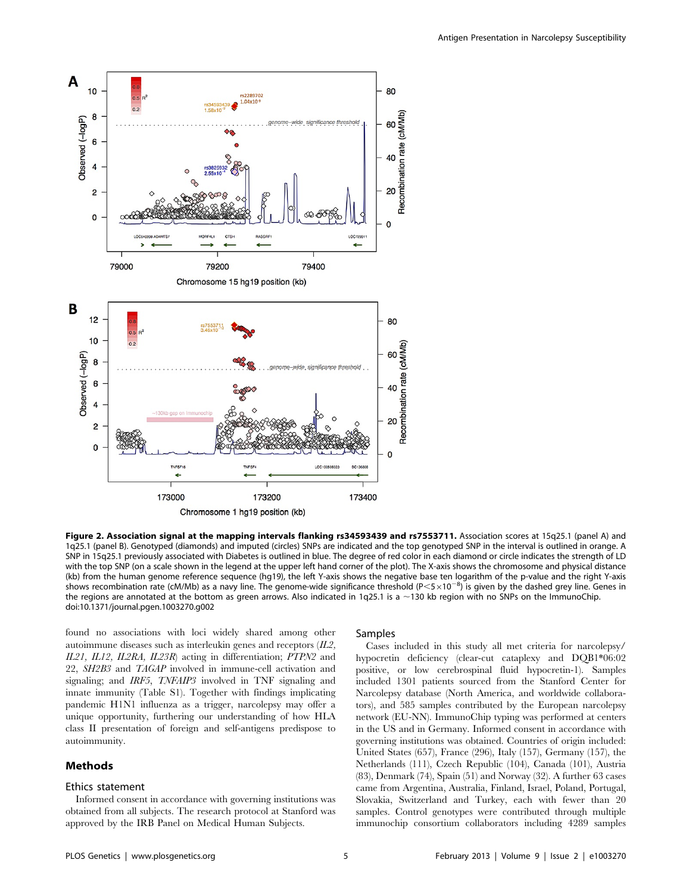**Figure 2. Association signal at the mapping intervals flanking rs34593439 and rs7553711.** Association scores at 15q25.1 (panel A) and 1q25.1 (panel B). Genotyped (diamonds) and imputed (circles) SNPs are indicated and the top genotyped SNP in the interval is outlined in orange. A SNP in 15q25.1 previously associated with Diabetes is outlined in blue. The degree of red color in each diamond or circle indicates the strength of LD with the top SNP (on a scale shown in the legend at the upper left hand corner of the plot). The X-axis shows the chromosome and physical distance (kb) from the human genome reference sequence (hg19), the left Y-axis shows the negative base ten logarithm of the p-value and the right Y-axis shows recombination rate (cM/Mb) as a navy line. The genome-wide significance threshold ($P<5\times10^{-8}$) is given by the dashed grey line. Genes in the regions are annotated at the bottom as green arrows. Also indicated in 1q25.1 is a ~130 kb region with no SNPs on the ImmunoChip.
doi:10.1371/journal.pgen.1003270.g002

found no associations with loci widely shared among other autoimmune diseases such as interleukin genes and receptors (*IL2*, *IL21*, *IL12*, *IL2RA*, *IL23R*) acting in differentiation; *PTPN2* and 22, *SH2B3* and *TAGAP* involved in immune-cell activation and signaling; and *IRF5*, *TNFAIP3* involved in TNF signaling and innate immunity (Table S1). Together with findings implicating pandemic H1N1 influenza as a trigger, narcolepsy may offer a unique opportunity, furthering our understanding of how HLA class II presentation of foreign and self-antigens predispose to autoimmunity.

## Methods

### Ethics statement

Informed consent in accordance with governing institutions was obtained from all subjects. The research protocol at Stanford was approved by the IRB Panel on Medical Human Subjects.

### Samples

Cases included in this study all met criteria for narcolepsy/hypocretin deficiency (clear-cut cataplexy and DQB1*06:02 positive, or low cerebrospinal fluid hypocretin-1). Samples included 1301 patients sourced from the Stanford Center for Narcolepsy database (North America, and worldwide collaborators), and 585 samples contributed by the European narcolepsy network (EU-NN). ImmunoChip typing was performed at centers in the US and in Germany. Informed consent in accordance with governing institutions was obtained. Countries of origin included: United States (657), France (296), Italy (157), Germany (157), the Netherlands (111), Czech Republic (104), Canada (101), Austria (83), Denmark (74), Spain (51) and Norway (32). A further 63 cases came from Argentina, Australia, Finland, Israel, Poland, Portugal, Slovakia, Switzerland and Turkey, each with fewer than 20 samples. Control genotypes were contributed through multiple immunochip consortium collaborators including 4289 samples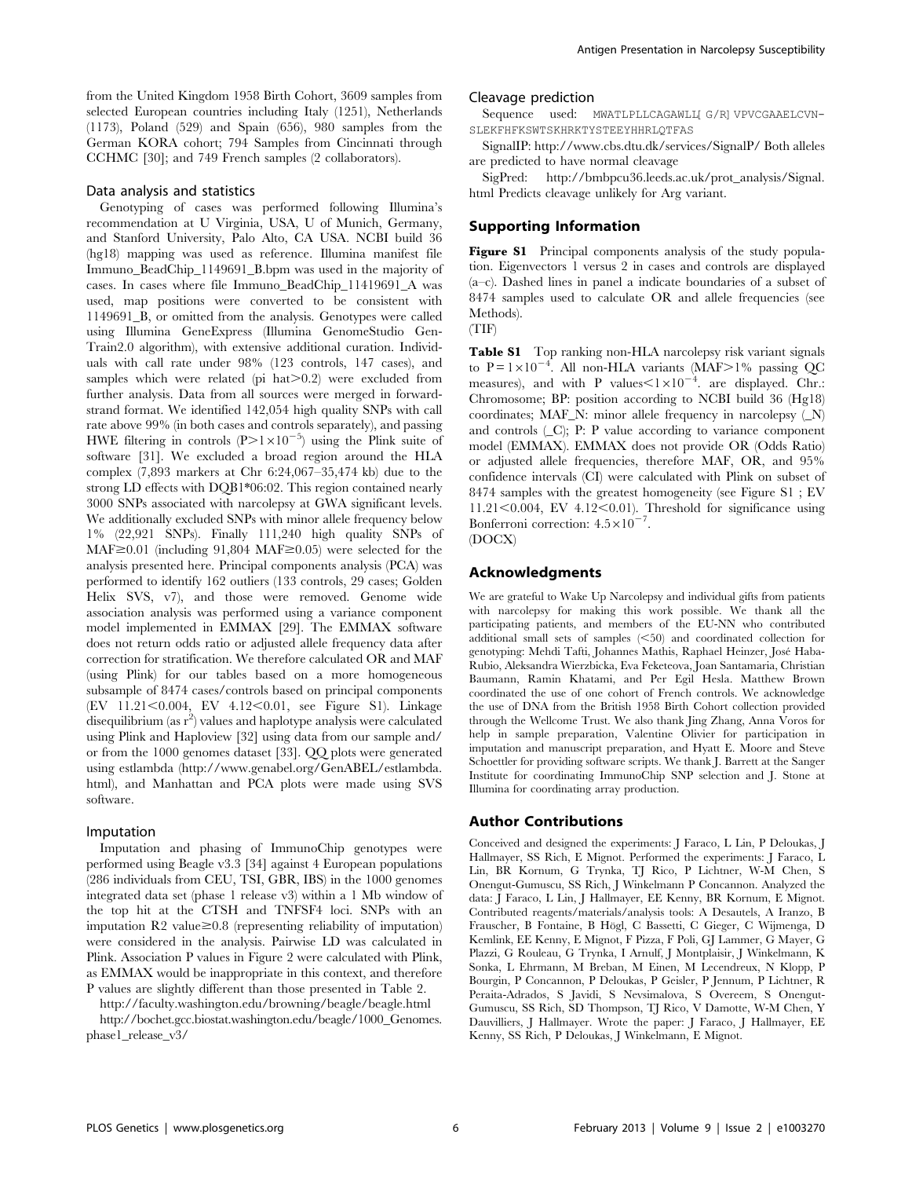from the United Kingdom 1958 Birth Cohort, 3609 samples from selected European countries including Italy (1251), Netherlands (1173), Poland (529) and Spain (656), 980 samples from the German KORA cohort; 794 Samples from Cincinnati through CCHMC [30]; and 749 French samples (2 collaborators).

### Data analysis and statistics

Genotyping of cases was performed following Illumina's recommendation at U Virginia, USA, U of Munich, Germany, and Stanford University, Palo Alto, CA USA. NCBI build 36 (hg18) mapping was used as reference. Illumina manifest file Immuno_BeadChip_1149691_B.bpm was used in the majority of cases. In cases where file Immuno_BeadChip_11419691_A was used, map positions were converted to be consistent with 1149691_B, or omitted from the analysis. Genotypes were called using Illumina GeneExpress (Illumina GenomeStudio GenTrain2.0 algorithm), with extensive additional curation. Individuals with call rate under 98% (123 controls, 147 cases), and samples which were related (pi hat>0.2) were excluded from further analysis. Data from all sources were merged in forward-strand format. We identified 142,054 high quality SNPs with call rate above 99% (in both cases and controls separately), and passing HWE filtering in controls ($P>1\times10^{-5}$) using the Plink suite of software [31]. We excluded a broad region around the HLA complex (7,893 markers at Chr 6:24,067–35,474 kb) due to the strong LD effects with DQB1*06:02. This region contained nearly 3000 SNPs associated with narcolepsy at GWA significant levels. We additionally excluded SNPs with minor allele frequency below 1% (22,921 SNPs). Finally 111,240 high quality SNPs of MAF≥0.01 (including 91,804 MAF≥0.05) were selected for the analysis presented here. Principal components analysis (PCA) was performed to identify 162 outliers (133 controls, 29 cases; Golden Helix SVS, v7), and those were removed. Genome wide association analysis was performed using a variance component model implemented in EMMAX [29]. The EMMAX software does not return odds ratio or adjusted allele frequency data after correction for stratification. We therefore calculated OR and MAF (using Plink) for our tables based on a more homogeneous subsample of 8474 cases/controls based on principal components (EV 11.21<0.004, EV 4.12<0.01, see Figure S1). Linkage disequilibrium (as $r^2$) values and haplotype analysis were calculated using Plink and Haploview [32] using data from our sample and/or from the 1000 genomes dataset [33]. QQ plots were generated using estlambda (http://www.genabel.org/GenABEL/estlambda.html), and Manhattan and PCA plots were made using SVS software.

### Imputation

Imputation and phasing of ImmunoChip genotypes were performed using Beagle v3.3 [34] against 4 European populations (286 individuals from CEU, TSI, GBR, IBS) in the 1000 genomes integrated data set (phase 1 release v3) within a 1 Mb window of the top hit at the CTSH and TNFSF4 loci. SNPs with an imputation R2 value≥0.8 (representing reliability of imputation) were considered in the analysis. Pairwise LD was calculated in Plink. Association P values in Figure 2 were calculated with Plink, as EMMAX would be inappropriate in this context, and therefore P values are slightly different than those presented in Table 2.

http://faculty.washington.edu/browning/beagle/beagle.html

http://bochet.gcc.biostat.washington.edu/beagle/1000_Genomes.phase1_release_v3/

### Cleavage prediction

Sequence used: MWATLPLLCAGAWLL[ G/R] VPVCGAAELCVN-SLEKFHFKSWTSKHRKTYSTEEYHHRLQTFAS

SignalP: http://www.cbs.dtu.dk/services/SignalP/ Both alleles are predicted to have normal cleavage

SigPred: http://bmbpcu36.leeds.ac.uk/prot_analysis/Signal.html Predicts cleavage unlikely for Arg variant.

## Supporting Information

**Figure S1** Principal components analysis of the study population. Eigenvectors 1 versus 2 in cases and controls are displayed (a–c). Dashed lines in panel a indicate boundaries of a subset of 8474 samples used to calculate OR and allele frequencies (see Methods).
(TIF)

**Table S1** Top ranking non-HLA narcolepsy risk variant signals to $P=1\times10^{-4}$. All non-HLA variants (MAF>1% passing QC measures), and with P values$<1\times10^{-4}$. are displayed. Chr.: Chromosome; BP: position according to NCBI build 36 (Hg18) coordinates; MAF_N: minor allele frequency in narcolepsy (_N) and controls (_C); P: P value according to variance component model (EMMAX). EMMAX does not provide OR (Odds Ratio) or adjusted allele frequencies, therefore MAF, OR, and 95% confidence intervals (CI) were calculated with Plink on subset of 8474 samples with the greatest homogeneity (see Figure S1 ; EV 11.21<0.004, EV 4.12<0.01). Threshold for significance using Bonferroni correction: $4.5\times10^{-7}$.
(DOCX)

## Acknowledgments

We are grateful to Wake Up Narcolepsy and individual gifts from patients with narcolepsy for making this work possible. We thank all the participating patients, and members of the EU-NN who contributed additional small sets of samples (<50) and coordinated collection for genotyping: Mehdi Tafti, Johannes Mathis, Raphael Heinzer, José Haba-Rubio, Aleksandra Wierzbicka, Eva Feketeova, Joan Santamaria, Christian Baumann, Ramin Khatami, and Per Egil Hesla. Matthew Brown coordinated the use of one cohort of French controls. We acknowledge the use of DNA from the British 1958 Birth Cohort collection provided through the Wellcome Trust. We also thank Jing Zhang, Anna Voros for help in sample preparation, Valentine Olivier for participation in imputation and manuscript preparation, and Hyatt E. Moore and Steve Schoettler for providing software scripts. We thank J. Barrett at the Sanger Institute for coordinating ImmunoChip SNP selection and J. Stone at Illumina for coordinating array production.

## Author Contributions

Conceived and designed the experiments: J Faraco, L Lin, P Deloukas, J Hallmayer, SS Rich, E Mignot. Performed the experiments: J Faraco, L Lin, BR Kornum, G Trynka, TJ Rico, P Lichtner, W-M Chen, S Onengut-Gumuscu, SS Rich, J Winkelmann P Concannon. Analyzed the data: J Faraco, L Lin, J Hallmayer, EE Kenny, BR Kornum, E Mignot. Contributed reagents/materials/analysis tools: A Desautels, A Iranzo, B Frauscher, B Fontaine, B Högl, C Bassetti, C Gieger, C Wijmenga, D Kemlink, EE Kenny, E Mignot, F Pizza, F Poli, GJ Lammer, G Mayer, G Plazzi, G Rouleau, G Trynka, I Arnulf, J Montplaisir, J Winkelmann, K Sonka, L Ehrmann, M Breban, M Einen, M Lecendreux, N Klopp, P Bourgin, P Concannon, P Deloukas, P Geisler, P Jennum, P Lichtner, R Peraita-Adrados, S Javidi, S Nevsimalova, S Overeem, S Onengut-Gumuscu, SS Rich, SD Thompson, TJ Rico, V Damotte, W-M Chen, Y Dauvilliers, J Hallmayer. Wrote the paper: J Faraco, J Hallmayer, EE Kenny, SS Rich, P Deloukas, J Winkelmann, E Mignot.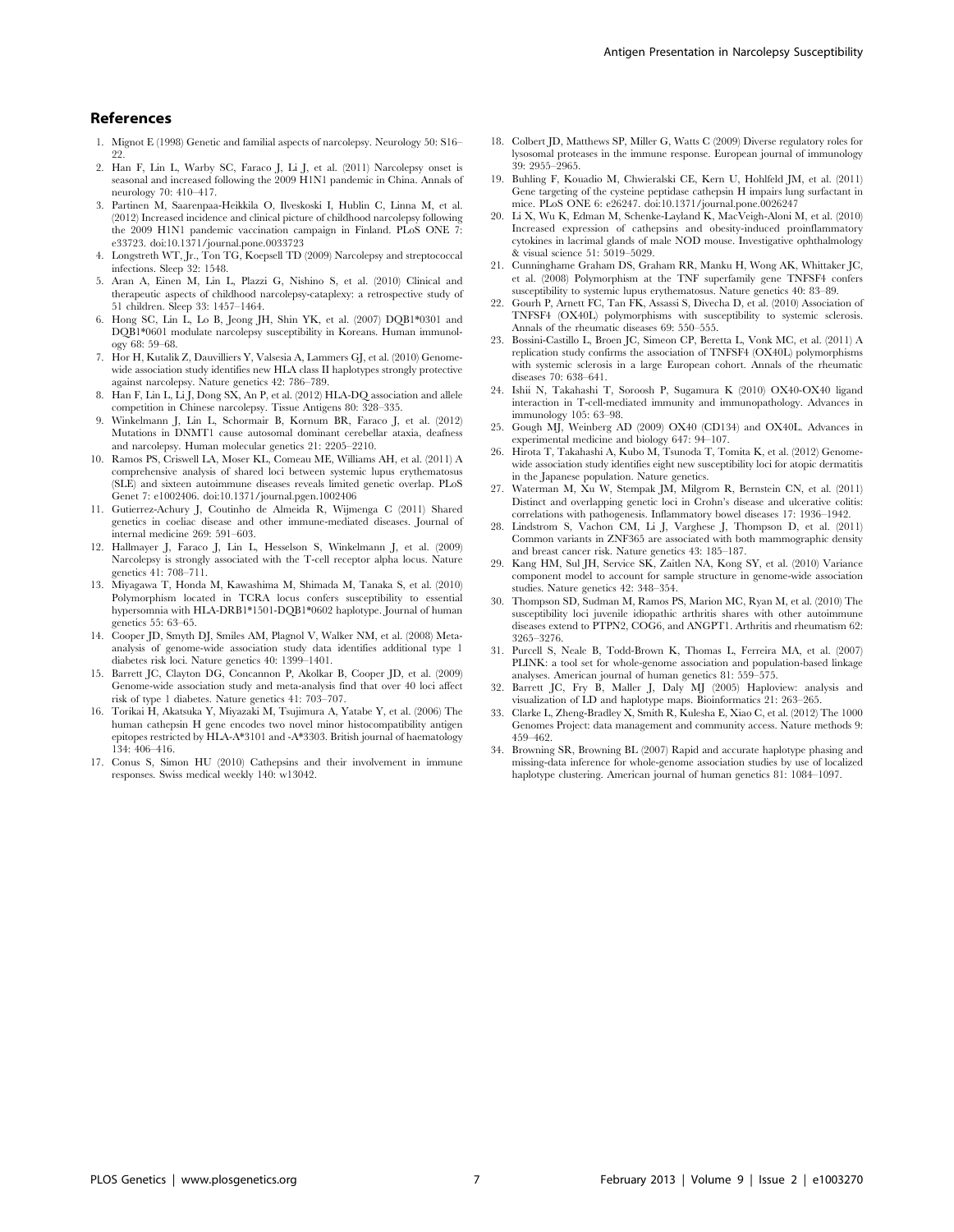## References

1. Mignot E (1998) Genetic and familial aspects of narcolepsy. Neurology 50: S16–22.
2. Han F, Lin L, Warby SC, Faraco J, Li J, et al. (2011) Narcolepsy onset is seasonal and increased following the 2009 H1N1 pandemic in China. Annals of neurology 70: 410–417.
3. Partinen M, Saarenpaa-Heikkila O, Ilveskoski I, Hublin C, Linna M, et al. (2012) Increased incidence and clinical picture of childhood narcolepsy following the 2009 H1N1 pandemic vaccination campaign in Finland. PLoS ONE 7: e33723. doi:10.1371/journal.pone.0033723
4. Longstreth WT, Jr., Ton TG, Koepsell TD (2009) Narcolepsy and streptococcal infections. Sleep 32: 1548.
5. Aran A, Einen M, Lin L, Plazzi G, Nishino S, et al. (2010) Clinical and therapeutic aspects of childhood narcolepsy-cataplexy: a retrospective study of 51 children. Sleep 33: 1457–1464.
6. Hong SC, Lin L, Lo B, Jeong JH, Shin YK, et al. (2007) DQB1*0301 and DQB1*0601 modulate narcolepsy susceptibility in Koreans. Human immunology 68: 59–68.
7. Hor H, Kutalik Z, Dauvilliers Y, Valsesia A, Lammers GJ, et al. (2010) Genome-wide association study identifies new HLA class II haplotypes strongly protective against narcolepsy. Nature genetics 42: 786–789.
8. Han F, Lin L, Li J, Dong SX, An P, et al. (2012) HLA-DQ association and allele competition in Chinese narcolepsy. Tissue Antigens 80: 328–335.
9. Winkelmann J, Lin L, Schormair B, Kornum BR, Faraco J, et al. (2012) Mutations in DNMT1 cause autosomal dominant cerebellar ataxia, deafness and narcolepsy. Human molecular genetics 21: 2205–2210.
10. Ramos PS, Criswell LA, Moser KL, Comeau ME, Williams AH, et al. (2011) A comprehensive analysis of shared loci between systemic lupus erythematosus (SLE) and sixteen autoimmune diseases reveals limited genetic overlap. PLoS Genet 7: e1002406. doi:10.1371/journal.pgen.1002406
11. Gutierrez-Achury J, Coutinho de Almeida R, Wijmenga C (2011) Shared genetics in coeliac disease and other immune-mediated diseases. Journal of internal medicine 269: 591–603.
12. Hallmayer J, Faraco J, Lin L, Hesselson S, Winkelmann J, et al. (2009) Narcolepsy is strongly associated with the T-cell receptor alpha locus. Nature genetics 41: 708–711.
13. Miyagawa T, Honda M, Kawashima M, Shimada M, Tanaka S, et al. (2010) Polymorphism located in TCRA locus confers susceptibility to essential hypersomnia with HLA-DRB1*1501-DQB1*0602 haplotype. Journal of human genetics 55: 63–65.
14. Cooper JD, Smyth DJ, Smiles AM, Plagnol V, Walker NM, et al. (2008) Meta-analysis of genome-wide association study data identifies additional type 1 diabetes risk loci. Nature genetics 40: 1399–1401.
15. Barrett JC, Clayton DG, Concannon P, Akolkar B, Cooper JD, et al. (2009) Genome-wide association study and meta-analysis find that over 40 loci affect risk of type 1 diabetes. Nature genetics 41: 703–707.
16. Torikai H, Akatsuka Y, Miyazaki M, Tsujimura A, Yatabe Y, et al. (2006) The human cathepsin H gene encodes two novel minor histocompatibility antigen epitopes restricted by HLA-A*3101 and -A*3303. British journal of haematology 134: 406–416.
17. Conus S, Simon HU (2010) Cathepsins and their involvement in immune responses. Swiss medical weekly 140: w13042.
18. Colbert JD, Matthews SP, Miller G, Watts C (2009) Diverse regulatory roles for lysosomal proteases in the immune response. European journal of immunology 39: 2955–2965.
19. Buhling F, Kouadio M, Chwieralski CE, Kern U, Hohlfeld JM, et al. (2011) Gene targeting of the cysteine peptidase cathepsin H impairs lung surfactant in mice. PLoS ONE 6: e26247. doi:10.1371/journal.pone.0026247
20. Li X, Wu K, Edman M, Schenke-Layland K, MacVeigh-Aloni M, et al. (2010) Increased expression of cathepsins and obesity-induced proinflammatory cytokines in lacrimal glands of male NOD mouse. Investigative ophthalmology & visual science 51: 5019–5029.
21. Cunninghame Graham DS, Graham RR, Manku H, Wong AK, Whittaker JC, et al. (2008) Polymorphism at the TNF superfamily gene TNFSF4 confers susceptibility to systemic lupus erythematosus. Nature genetics 40: 83–89.
22. Gourh P, Arnett FC, Tan FK, Assassi S, Divecha D, et al. (2010) Association of TNFSF4 (OX40L) polymorphisms with susceptibility to systemic sclerosis. Annals of the rheumatic diseases 69: 550–555.
23. Bossini-Castillo L, Broen JC, Simeon CP, Beretta L, Vonk MC, et al. (2011) A replication study confirms the association of TNFSF4 (OX40L) polymorphisms with systemic sclerosis in a large European cohort. Annals of the rheumatic diseases 70: 638–641.
24. Ishii N, Takahashi T, Soroosh P, Sugamura K (2010) OX40-OX40 ligand interaction in T-cell-mediated immunity and immunopathology. Advances in immunology 105: 63–98.
25. Gough MJ, Weinberg AD (2009) OX40 (CD134) and OX40L. Advances in experimental medicine and biology 647: 94–107.
26. Hirota T, Takahashi A, Kubo M, Tsunoda T, Tomita K, et al. (2012) Genome-wide association study identifies eight new susceptibility loci for atopic dermatitis in the Japanese population. Nature genetics.
27. Waterman M, Xu W, Stempak JM, Milgrom R, Bernstein CN, et al. (2011) Distinct and overlapping genetic loci in Crohn's disease and ulcerative colitis: correlations with pathogenesis. Inflammatory bowel diseases 17: 1936–1942.
28. Lindstrom S, Vachon CM, Li J, Varghese J, Thompson D, et al. (2011) Common variants in ZNF365 are associated with both mammographic density and breast cancer risk. Nature genetics 43: 185–187.
29. Kang HM, Sul JH, Service SK, Zaitlen NA, Kong SY, et al. (2010) Variance component model to account for sample structure in genome-wide association studies. Nature genetics 42: 348–354.
30. Thompson SD, Sudman M, Ramos PS, Marion MC, Ryan M, et al. (2010) The susceptibility loci juvenile idiopathic arthritis shares with other autoimmune diseases extend to PTPN2, COG6, and ANGPT1. Arthritis and rheumatism 62: 3265–3276.
31. Purcell S, Neale B, Todd-Brown K, Thomas L, Ferreira MA, et al. (2007) PLINK: a tool set for whole-genome association and population-based linkage analyses. American journal of human genetics 81: 559–575.
32. Barrett JC, Fry B, Maller J, Daly MJ (2005) Haploview: analysis and visualization of LD and haplotype maps. Bioinformatics 21: 263–265.
33. Clarke L, Zheng-Bradley X, Smith R, Kulesha E, Xiao C, et al. (2012) The 1000 Genomes Project: data management and community access. Nature methods 9: 459–462.
34. Browning SR, Browning BL (2007) Rapid and accurate haplotype phasing and missing-data inference for whole-genome association studies by use of localized haplotype clustering. American journal of human genetics 81: 1084–1097.